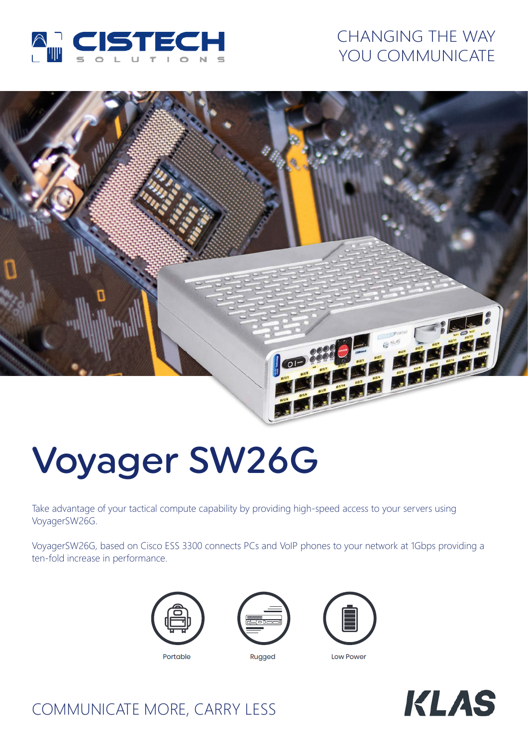CISTECH SOLUTIONS

CHANGING THE WAY YOU COMMUNICATE

# Voyager SW26G

Take advantage of your tactical compute capability by providing high-speed access to your servers using VoyagerSW26G.

VoyagerSW26G, based on Cisco ESS 3300 connects PCs and VoIP phones to your network at 1Gbps providing a ten-fold increase in performance.

Portable

Rugged

Low Power

COMMUNICATE MORE, CARRY LESS

KLAS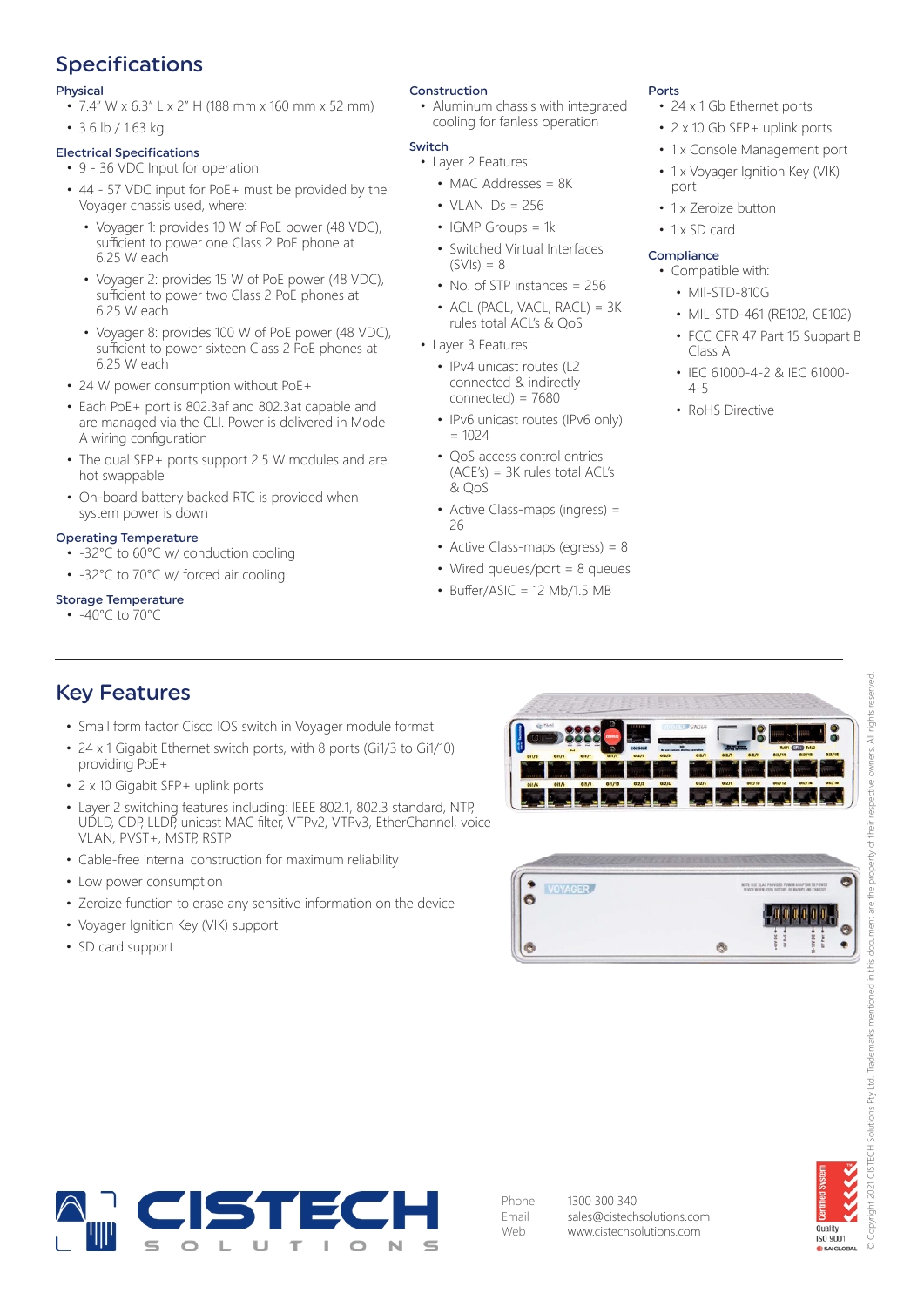# Specifications

### Physical

- 7.4" W x 6.3" L x 2" H (188 mm x 160 mm x 52 mm)
- 3.6 lb / 1.63 kg

### Electrical Specifications

- 9 - 36 VDC Input for operation
- 44 - 57 VDC input for PoE+ must be provided by the Voyager chassis used, where:
  - Voyager 1: provides 10 W of PoE power (48 VDC), sufficient to power one Class 2 PoE phone at 6.25 W each
  - Voyager 2: provides 15 W of PoE power (48 VDC), sufficient to power two Class 2 PoE phones at 6.25 W each
  - Voyager 8: provides 100 W of PoE power (48 VDC), sufficient to power sixteen Class 2 PoE phones at 6.25 W each
- 24 W power consumption without PoE+
- Each PoE+ port is 802.3af and 802.3at capable and are managed via the CLI. Power is delivered in Mode A wiring configuration
- The dual SFP+ ports support 2.5 W modules and are hot swappable
- On-board battery backed RTC is provided when system power is down

### Operating Temperature

- -32°C to 60°C w/ conduction cooling
- -32°C to 70°C w/ forced air cooling

### Storage Temperature

- -40°C to 70°C

### Construction

- Aluminum chassis with integrated cooling for fanless operation

### Switch

- Layer 2 Features:
  - MAC Addresses = 8K
  - VLAN IDs = 256
  - IGMP Groups = 1k
  - Switched Virtual Interfaces (SVIs) = 8
  - No. of STP instances = 256
  - ACL (PACL, VACL, RACL) = 3K rules total ACL's & QoS
- Layer 3 Features:
  - IPv4 unicast routes (L2 connected & indirectly connected) = 7680
  - IPv6 unicast routes (IPv6 only) = 1024
  - QoS access control entries (ACE's) = 3K rules total ACL's & QoS
  - Active Class-maps (ingress) = 26
  - Active Class-maps (egress) = 8
  - Wired queues/port = 8 queues
  - Buffer/ASIC = 12 Mb/1.5 MB

### Ports

- 24 x 1 Gb Ethernet ports
- 2 x 10 Gb SFP+ uplink ports
- 1 x Console Management port
- 1 x Voyager Ignition Key (VIK) port
- 1 x Zeroize button
- 1 x SD card

### Compliance

- Compatible with:
  - MIl-STD-810G
  - MIL-STD-461 (RE102, CE102)
  - FCC CFR 47 Part 15 Subpart B Class A
  - IEC 61000-4-2 & IEC 61000-4-5
  - RoHS Directive

# Key Features

- Small form factor Cisco IOS switch in Voyager module format
- 24 x 1 Gigabit Ethernet switch ports, with 8 ports (Gi1/3 to Gi1/10) providing PoE+
- 2 x 10 Gigabit SFP+ uplink ports
- Layer 2 switching features including: IEEE 802.1, 802.3 standard, NTP, UDLD, CDP, LLDP, unicast MAC filter, VTPv2, VTPv3, EtherChannel, voice VLAN, PVST+, MSTP, RSTP
- Cable-free internal construction for maximum reliability
- Low power consumption
- Zeroize function to erase any sensitive information on the device
- Voyager Ignition Key (VIK) support
- SD card support

CISTECH SOLUTIONS

Phone 1300 300 340
Email sales@cistechsolutions.com
Web www.cistechsolutions.com

Certified System Quality ISO 9001 SAI GLOBAL

© Copyright 2021 CISTECH Solutions Pty Ltd. Trademarks mentioned in this document are the property of their respective owners. All rights reserved.